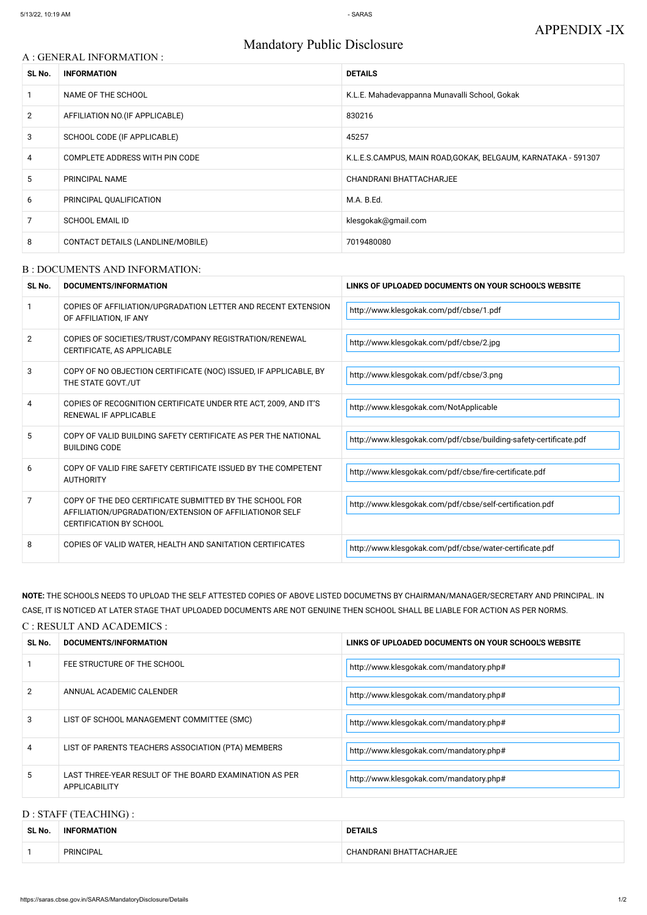APPENDIX -IX

# Mandatory Public Disclosure

## A : GENERAL INFORMATION :

| SL No. | INFORMATION | DETAILS |
|---|---|---|
| 1 | NAME OF THE SCHOOL | K.L.E. Mahadevappanna Munavalli School, Gokak |
| 2 | AFFILIATION NO.(IF APPLICABLE) | 830216 |
| 3 | SCHOOL CODE (IF APPLICABLE) | 45257 |
| 4 | COMPLETE ADDRESS WITH PIN CODE | K.L.E.S.CAMPUS, MAIN ROAD,GOKAK, BELGAUM, KARNATAKA - 591307 |
| 5 | PRINCIPAL NAME | CHANDRANI BHATTACHARJEE |
| 6 | PRINCIPAL QUALIFICATION | M.A. B.Ed. |
| 7 | SCHOOL EMAIL ID | klesgokak@gmail.com |
| 8 | CONTACT DETAILS (LANDLINE/MOBILE) | 7019480080 |

## B : DOCUMENTS AND INFORMATION:

| SL No. | DOCUMENTS/INFORMATION | LINKS OF UPLOADED DOCUMENTS ON YOUR SCHOOL'S WEBSITE |
|---|---|---|
| 1 | COPIES OF AFFILIATION/UPGRADATION LETTER AND RECENT EXTENSION OF AFFILIATION, IF ANY | http://www.klesgokak.com/pdf/cbse/1.pdf |
| 2 | COPIES OF SOCIETIES/TRUST/COMPANY REGISTRATION/RENEWAL CERTIFICATE, AS APPLICABLE | http://www.klesgokak.com/pdf/cbse/2.jpg |
| 3 | COPY OF NO OBJECTION CERTIFICATE (NOC) ISSUED, IF APPLICABLE, BY THE STATE GOVT./UT | http://www.klesgokak.com/pdf/cbse/3.png |
| 4 | COPIES OF RECOGNITION CERTIFICATE UNDER RTE ACT, 2009, AND IT'S RENEWAL IF APPLICABLE | http://www.klesgokak.com/NotApplicable |
| 5 | COPY OF VALID BUILDING SAFETY CERTIFICATE AS PER THE NATIONAL BUILDING CODE | http://www.klesgokak.com/pdf/cbse/building-safety-certificate.pdf |
| 6 | COPY OF VALID FIRE SAFETY CERTIFICATE ISSUED BY THE COMPETENT AUTHORITY | http://www.klesgokak.com/pdf/cbse/fire-certificate.pdf |
| 7 | COPY OF THE DEO CERTIFICATE SUBMITTED BY THE SCHOOL FOR AFFILIATION/UPGRADATION/EXTENSION OF AFFILIATIONOR SELF CERTIFICATION BY SCHOOL | http://www.klesgokak.com/pdf/cbse/self-certification.pdf |
| 8 | COPIES OF VALID WATER, HEALTH AND SANITATION CERTIFICATES | http://www.klesgokak.com/pdf/cbse/water-certificate.pdf |

**NOTE:** THE SCHOOLS NEEDS TO UPLOAD THE SELF ATTESTED COPIES OF ABOVE LISTED DOCUMETNS BY CHAIRMAN/MANAGER/SECRETARY AND PRINCIPAL. IN CASE, IT IS NOTICED AT LATER STAGE THAT UPLOADED DOCUMENTS ARE NOT GENUINE THEN SCHOOL SHALL BE LIABLE FOR ACTION AS PER NORMS.

## C : RESULT AND ACADEMICS :

| SL No. | DOCUMENTS/INFORMATION | LINKS OF UPLOADED DOCUMENTS ON YOUR SCHOOL'S WEBSITE |
|---|---|---|
| 1 | FEE STRUCTURE OF THE SCHOOL | http://www.klesgokak.com/mandatory.php# |
| 2 | ANNUAL ACADEMIC CALENDER | http://www.klesgokak.com/mandatory.php# |
| 3 | LIST OF SCHOOL MANAGEMENT COMMITTEE (SMC) | http://www.klesgokak.com/mandatory.php# |
| 4 | LIST OF PARENTS TEACHERS ASSOCIATION (PTA) MEMBERS | http://www.klesgokak.com/mandatory.php# |
| 5 | LAST THREE-YEAR RESULT OF THE BOARD EXAMINATION AS PER APPLICABILITY | http://www.klesgokak.com/mandatory.php# |

## D : STAFF (TEACHING) :

| SL No. | INFORMATION | DETAILS |
|---|---|---|
| 1 | PRINCIPAL | CHANDRANI BHATTACHARJEE |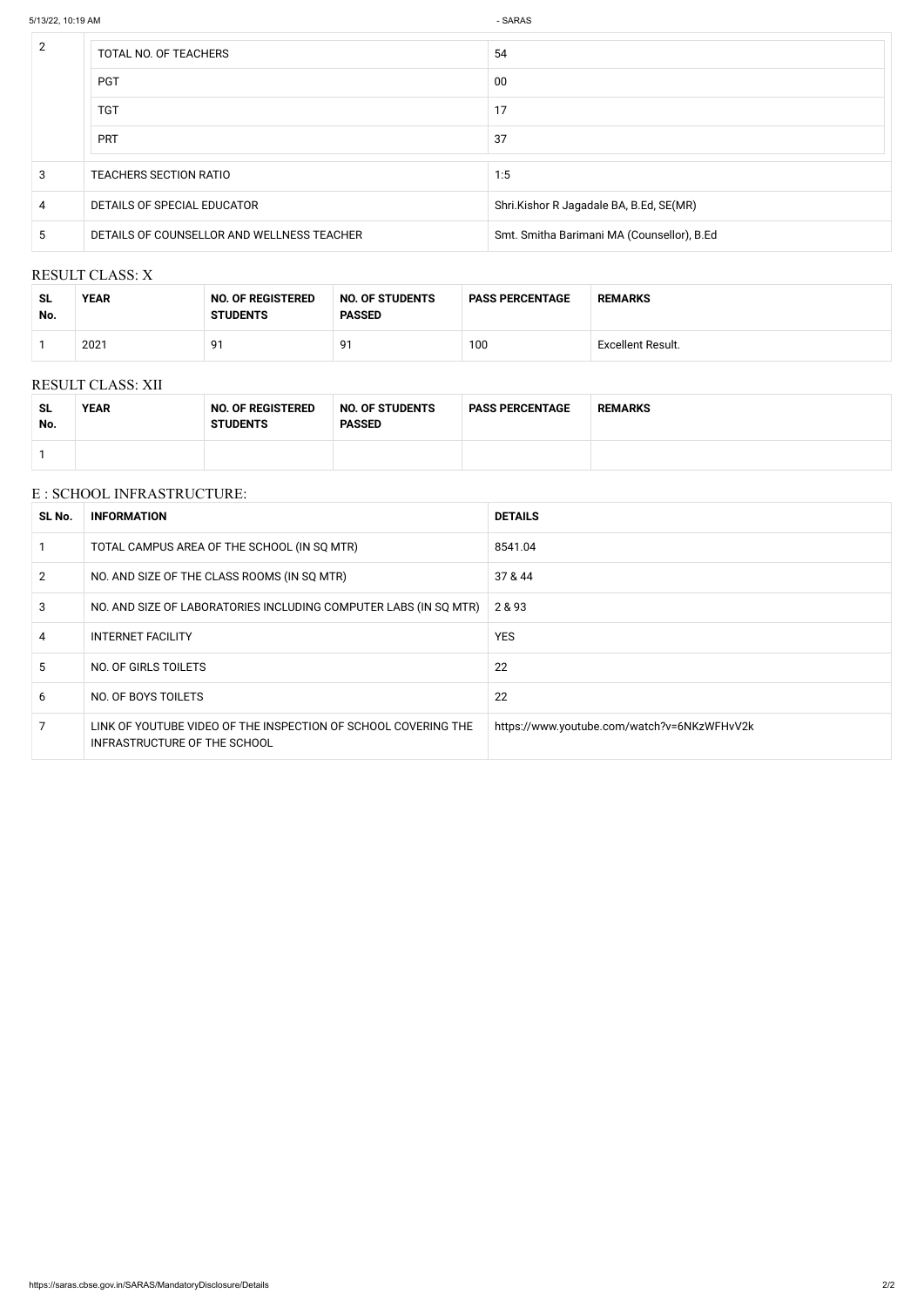| | | |
|---|---|---|
| 2 | TOTAL NO. OF TEACHERS | 54 |
| | PGT | 00 |
| | TGT | 17 |
| | PRT | 37 |
| 3 | TEACHERS SECTION RATIO | 1:5 |
| 4 | DETAILS OF SPECIAL EDUCATOR | Shri.Kishor R Jagadale BA, B.Ed, SE(MR) |
| 5 | DETAILS OF COUNSELLOR AND WELLNESS TEACHER | Smt. Smitha Barimani MA (Counsellor), B.Ed |

## RESULT CLASS: X

| SL No. | YEAR | NO. OF REGISTERED STUDENTS | NO. OF STUDENTS PASSED | PASS PERCENTAGE | REMARKS |
|---|---|---|---|---|---|
| 1 | 2021 | 91 | 91 | 100 | Excellent Result. |

## RESULT CLASS: XII

| SL No. | YEAR | NO. OF REGISTERED STUDENTS | NO. OF STUDENTS PASSED | PASS PERCENTAGE | REMARKS |
|---|---|---|---|---|---|
| 1 | | | | | |

## E : SCHOOL INFRASTRUCTURE:

| SL No. | INFORMATION | DETAILS |
|---|---|---|
| 1 | TOTAL CAMPUS AREA OF THE SCHOOL (IN SQ MTR) | 8541.04 |
| 2 | NO. AND SIZE OF THE CLASS ROOMS (IN SQ MTR) | 37 & 44 |
| 3 | NO. AND SIZE OF LABORATORIES INCLUDING COMPUTER LABS (IN SQ MTR) | 2 & 93 |
| 4 | INTERNET FACILITY | YES |
| 5 | NO. OF GIRLS TOILETS | 22 |
| 6 | NO. OF BOYS TOILETS | 22 |
| 7 | LINK OF YOUTUBE VIDEO OF THE INSPECTION OF SCHOOL COVERING THE INFRASTRUCTURE OF THE SCHOOL | https://www.youtube.com/watch?v=6NKzWFHvV2k |